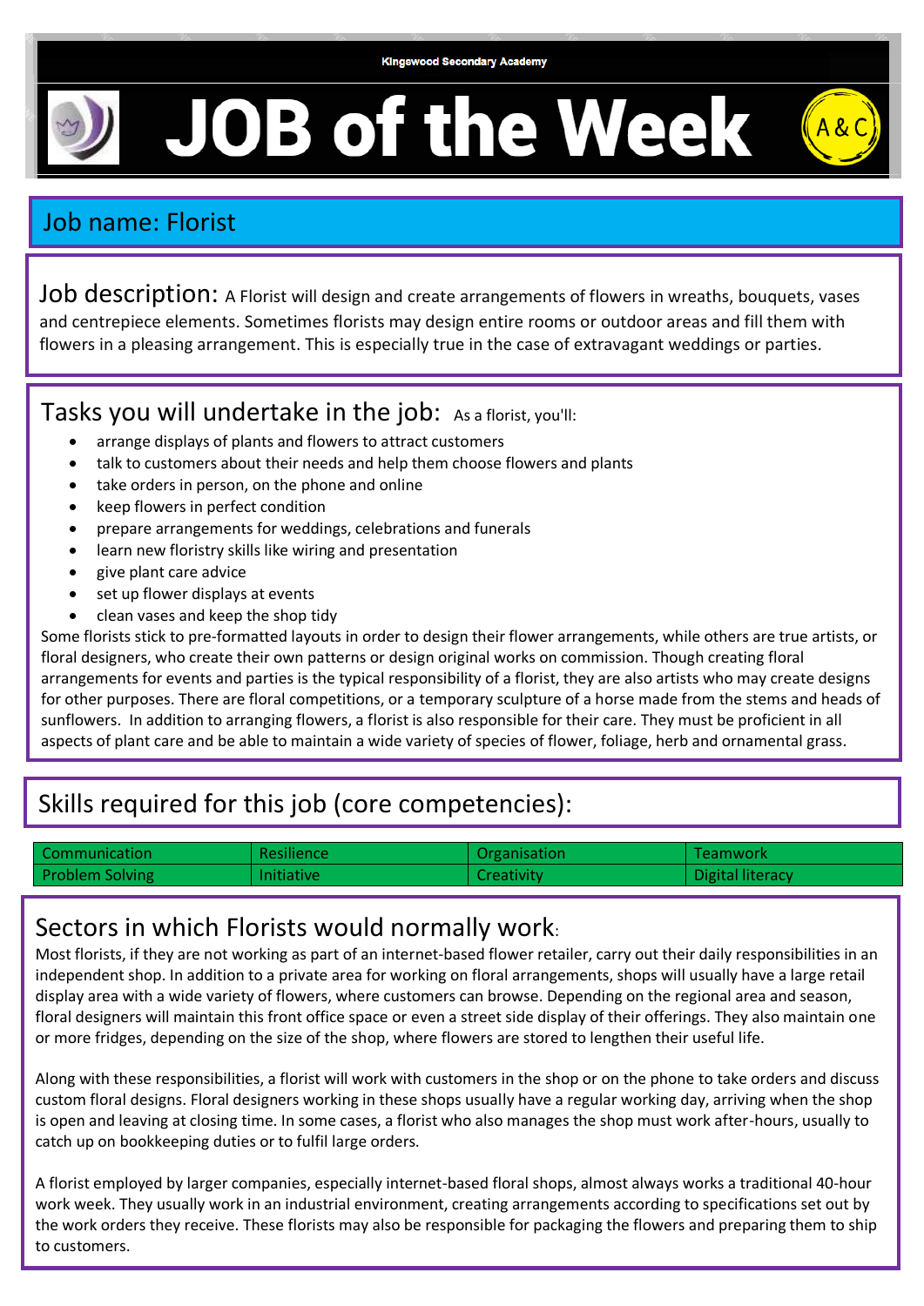Kingswood Secondary Academy

# JOB of the Week

## Job name: Florist

**Job description:** A Florist will design and create arrangements of flowers in wreaths, bouquets, vases and centrepiece elements. Sometimes florists may design entire rooms or outdoor areas and fill them with flowers in a pleasing arrangement. This is especially true in the case of extravagant weddings or parties.

## Tasks you will undertake in the job:

As a florist, you'll:

- arrange displays of plants and flowers to attract customers
- talk to customers about their needs and help them choose flowers and plants
- take orders in person, on the phone and online
- keep flowers in perfect condition
- prepare arrangements for weddings, celebrations and funerals
- learn new floristry skills like wiring and presentation
- give plant care advice
- set up flower displays at events
- clean vases and keep the shop tidy

Some florists stick to pre-formatted layouts in order to design their flower arrangements, while others are true artists, or floral designers, who create their own patterns or design original works on commission. Though creating floral arrangements for events and parties is the typical responsibility of a florist, they are also artists who may create designs for other purposes. There are floral competitions, or a temporary sculpture of a horse made from the stems and heads of sunflowers. In addition to arranging flowers, a florist is also responsible for their care. They must be proficient in all aspects of plant care and be able to maintain a wide variety of species of flower, foliage, herb and ornamental grass.

## Skills required for this job (core competencies):

| | | | |
|---|---|---|---|
| Communication | Resilience | Organisation | Teamwork |
| Problem Solving | Initiative | Creativity | Digital literacy |

## Sectors in which Florists would normally work:

Most florists, if they are not working as part of an internet-based flower retailer, carry out their daily responsibilities in an independent shop. In addition to a private area for working on floral arrangements, shops will usually have a large retail display area with a wide variety of flowers, where customers can browse. Depending on the regional area and season, floral designers will maintain this front office space or even a street side display of their offerings. They also maintain one or more fridges, depending on the size of the shop, where flowers are stored to lengthen their useful life.

Along with these responsibilities, a florist will work with customers in the shop or on the phone to take orders and discuss custom floral designs. Floral designers working in these shops usually have a regular working day, arriving when the shop is open and leaving at closing time. In some cases, a florist who also manages the shop must work after-hours, usually to catch up on bookkeeping duties or to fulfil large orders.

A florist employed by larger companies, especially internet-based floral shops, almost always works a traditional 40-hour work week. They usually work in an industrial environment, creating arrangements according to specifications set out by the work orders they receive. These florists may also be responsible for packaging the flowers and preparing them to ship to customers.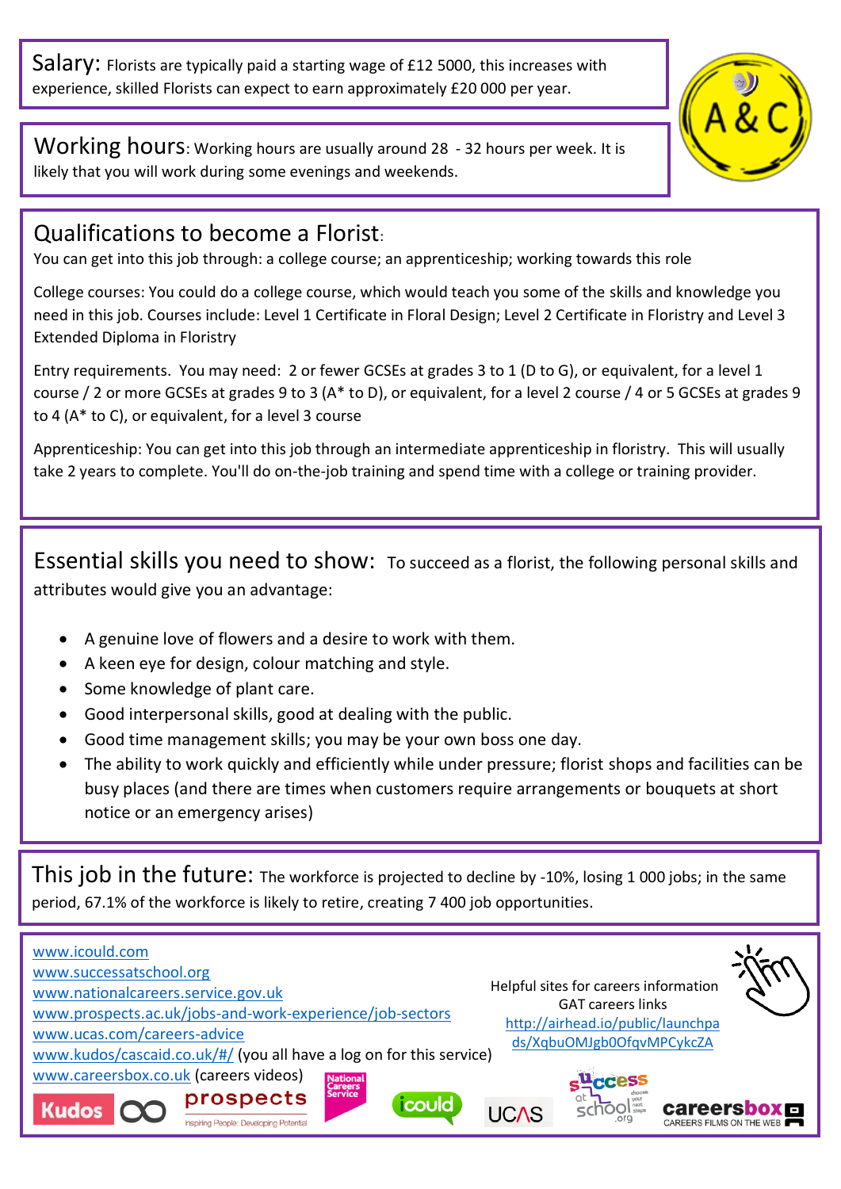**Salary:** Florists are typically paid a starting wage of £12 5000, this increases with experience, skilled Florists can expect to earn approximately £20 000 per year.

**Working hours**: Working hours are usually around 28 - 32 hours per week. It is likely that you will work during some evenings and weekends.

## Qualifications to become a Florist:

You can get into this job through: a college course; an apprenticeship; working towards this role

College courses: You could do a college course, which would teach you some of the skills and knowledge you need in this job. Courses include: Level 1 Certificate in Floral Design; Level 2 Certificate in Floristry and Level 3 Extended Diploma in Floristry

Entry requirements. You may need: 2 or fewer GCSEs at grades 3 to 1 (D to G), or equivalent, for a level 1 course / 2 or more GCSEs at grades 9 to 3 (A* to D), or equivalent, for a level 2 course / 4 or 5 GCSEs at grades 9 to 4 (A* to C), or equivalent, for a level 3 course

Apprenticeship: You can get into this job through an intermediate apprenticeship in floristry. This will usually take 2 years to complete. You'll do on-the-job training and spend time with a college or training provider.

## Essential skills you need to show:

To succeed as a florist, the following personal skills and attributes would give you an advantage:

- A genuine love of flowers and a desire to work with them.
- A keen eye for design, colour matching and style.
- Some knowledge of plant care.
- Good interpersonal skills, good at dealing with the public.
- Good time management skills; you may be your own boss one day.
- The ability to work quickly and efficiently while under pressure; florist shops and facilities can be busy places (and there are times when customers require arrangements or bouquets at short notice or an emergency arises)

## This job in the future:

The workforce is projected to decline by -10%, losing 1 000 jobs; in the same period, 67.1% of the workforce is likely to retire, creating 7 400 job opportunities.

www.icould.com
www.successatschool.org
www.nationalcareers.service.gov.uk
www.prospects.ac.uk/jobs-and-work-experience/job-sectors
www.ucas.com/careers-advice
www.kudos/cascaid.co.uk/#/ (you all have a log on for this service)
www.careersbox.co.uk (careers videos)

Helpful sites for careers information
GAT careers links
http://airhead.io/public/launchpads/XqbuOMJgb0OfqvMPCykcZA